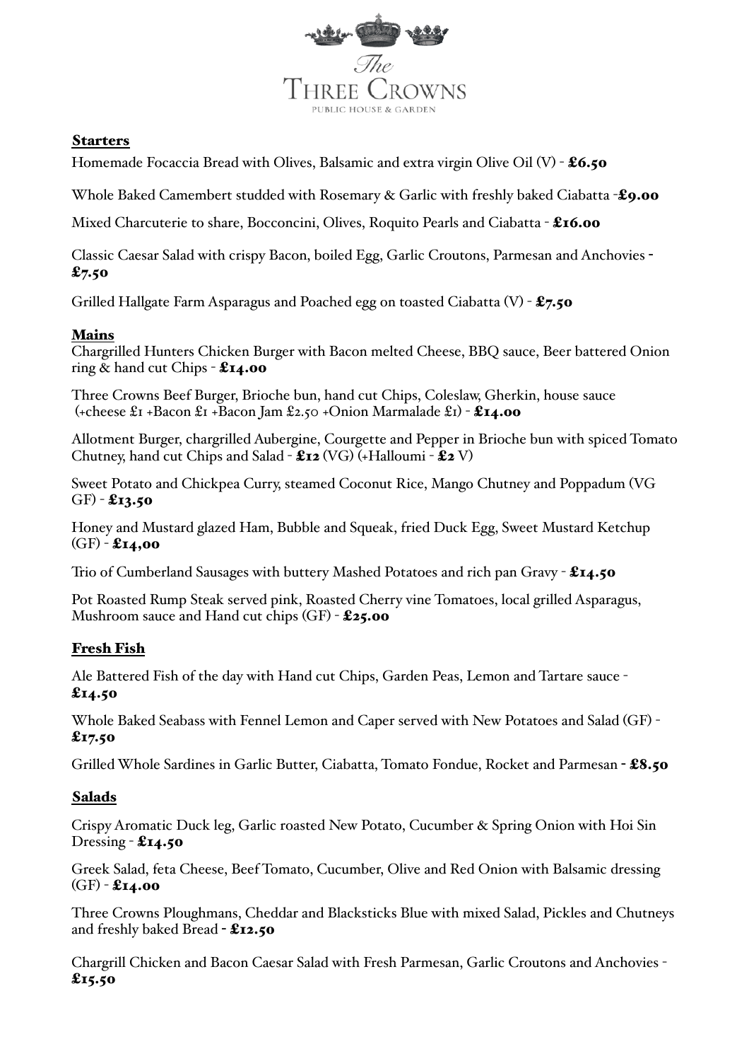# The Three Crowns

PUBLIC HOUSE & GARDEN

## Starters

Homemade Focaccia Bread with Olives, Balsamic and extra virgin Olive Oil (V) - **£6.50**

Whole Baked Camembert studded with Rosemary & Garlic with freshly baked Ciabatta -**£9.00**

Mixed Charcuterie to share, Bocconcini, Olives, Roquito Pearls and Ciabatta - **£16.00**

Classic Caesar Salad with crispy Bacon, boiled Egg, Garlic Croutons, Parmesan and Anchovies - **£7.50**

Grilled Hallgate Farm Asparagus and Poached egg on toasted Ciabatta (V) - **£7.50**

## Mains

Chargrilled Hunters Chicken Burger with Bacon melted Cheese, BBQ sauce, Beer battered Onion ring & hand cut Chips - **£14.00**

Three Crowns Beef Burger, Brioche bun, hand cut Chips, Coleslaw, Gherkin, house sauce (+cheese £1 +Bacon £1 +Bacon Jam £2.50 +Onion Marmalade £1) - **£14.00**

Allotment Burger, chargrilled Aubergine, Courgette and Pepper in Brioche bun with spiced Tomato Chutney, hand cut Chips and Salad - **£12** (VG) (+Halloumi - **£2** V)

Sweet Potato and Chickpea Curry, steamed Coconut Rice, Mango Chutney and Poppadum (VG GF) - **£13.50**

Honey and Mustard glazed Ham, Bubble and Squeak, fried Duck Egg, Sweet Mustard Ketchup (GF) - **£14,00**

Trio of Cumberland Sausages with buttery Mashed Potatoes and rich pan Gravy - **£14.50**

Pot Roasted Rump Steak served pink, Roasted Cherry vine Tomatoes, local grilled Asparagus, Mushroom sauce and Hand cut chips (GF) - **£25.00**

## Fresh Fish

Ale Battered Fish of the day with Hand cut Chips, Garden Peas, Lemon and Tartare sauce - **£14.50**

Whole Baked Seabass with Fennel Lemon and Caper served with New Potatoes and Salad (GF) - **£17.50**

Grilled Whole Sardines in Garlic Butter, Ciabatta, Tomato Fondue, Rocket and Parmesan - **£8.50**

## Salads

Crispy Aromatic Duck leg, Garlic roasted New Potato, Cucumber & Spring Onion with Hoi Sin Dressing - **£14.50**

Greek Salad, feta Cheese, Beef Tomato, Cucumber, Olive and Red Onion with Balsamic dressing (GF) - **£14.00**

Three Crowns Ploughmans, Cheddar and Blacksticks Blue with mixed Salad, Pickles and Chutneys and freshly baked Bread - **£12.50**

Chargrill Chicken and Bacon Caesar Salad with Fresh Parmesan, Garlic Croutons and Anchovies - **£15.50**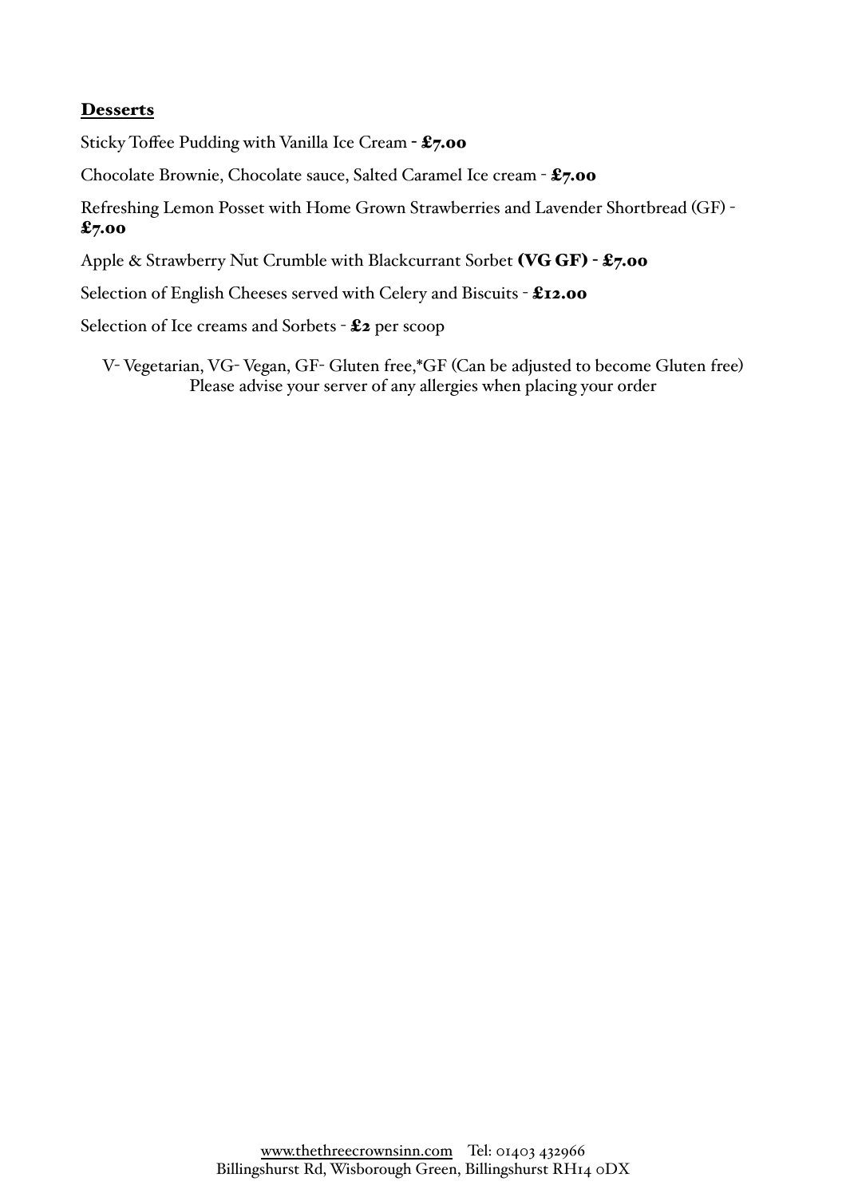## Desserts

Sticky Toffee Pudding with Vanilla Ice Cream - **£7.00**

Chocolate Brownie, Chocolate sauce, Salted Caramel Ice cream - **£7.00**

Refreshing Lemon Posset with Home Grown Strawberries and Lavender Shortbread (GF) - **£7.00**

Apple & Strawberry Nut Crumble with Blackcurrant Sorbet **(VG GF) - £7.00**

Selection of English Cheeses served with Celery and Biscuits - **£12.00**

Selection of Ice creams and Sorbets - **£2** per scoop

V- Vegetarian, VG- Vegan, GF- Gluten free,*GF (Can be adjusted to become Gluten free)
Please advise your server of any allergies when placing your order

www.thethreecrownsinn.com Tel: 01403 432966
Billingshurst Rd, Wisborough Green, Billingshurst RH14 0DX